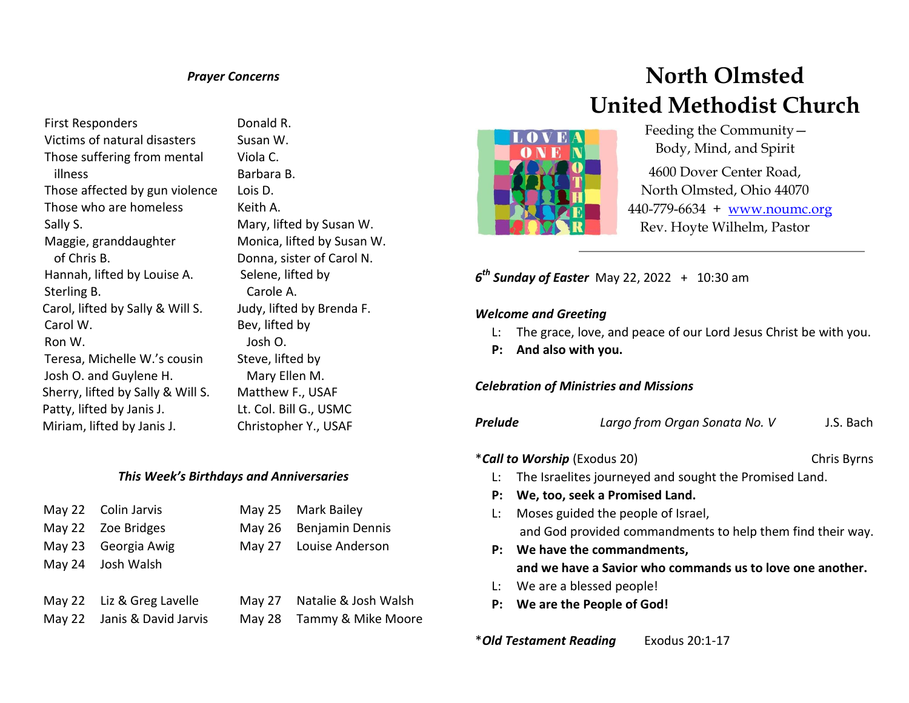### *Prayer Concerns*

First Responders
Victims of natural disasters
Those suffering from mental illness
Those affected by gun violence
Those who are homeless
Sally S.
Maggie, granddaughter of Chris B.
Hannah, lifted by Louise A.
Sterling B.
Carol, lifted by Sally & Will S.
Carol W.
Ron W.
Teresa, Michelle W.'s cousin
Josh O. and Guylene H.
Sherry, lifted by Sally & Will S.
Patty, lifted by Janis J.
Miriam, lifted by Janis J.
Donald R.
Susan W.
Viola C.
Barbara B.
Lois D.
Keith A.
Mary, lifted by Susan W.
Monica, lifted by Susan W.
Donna, sister of Carol N.
Selene, lifted by Carole A.
Judy, lifted by Brenda F.
Bev, lifted by Josh O.
Steve, lifted by Mary Ellen M.
Matthew F., USAF
Lt. Col. Bill G., USMC
Christopher Y., USAF

### *This Week's Birthdays and Anniversaries*

| | | | |
|---|---|---|---|
| May 22 | Colin Jarvis | May 25 | Mark Bailey |
| May 22 | Zoe Bridges | May 26 | Benjamin Dennis |
| May 23 | Georgia Awig | May 27 | Louise Anderson |
| May 24 | Josh Walsh | | |
| | | | |
| May 22 | Liz & Greg Lavelle | May 27 | Natalie & Josh Walsh |
| May 22 | Janis & David Jarvis | May 28 | Tammy & Mike Moore |

# North Olmsted United Methodist Church

Feeding the Community— Body, Mind, and Spirit

4600 Dover Center Road,
North Olmsted, Ohio 44070
440-779-6634 + www.noumc.org
Rev. Hoyte Wilhelm, Pastor

---

***6th Sunday of Easter*** May 22, 2022 + 10:30 am

***Welcome and Greeting***

L: The grace, love, and peace of our Lord Jesus Christ be with you.
**P: And also with you.**

***Celebration of Ministries and Missions***

***Prelude*** *Largo from Organ Sonata No. V* J.S. Bach

\****Call to Worship*** (Exodus 20) Chris Byrns

L: The Israelites journeyed and sought the Promised Land.
**P: We, too, seek a Promised Land.**
L: Moses guided the people of Israel, and God provided commandments to help them find their way.
**P: We have the commandments, and we have a Savior who commands us to love one another.**
L: We are a blessed people!
**P: We are the People of God!**

\****Old Testament Reading*** Exodus 20:1-17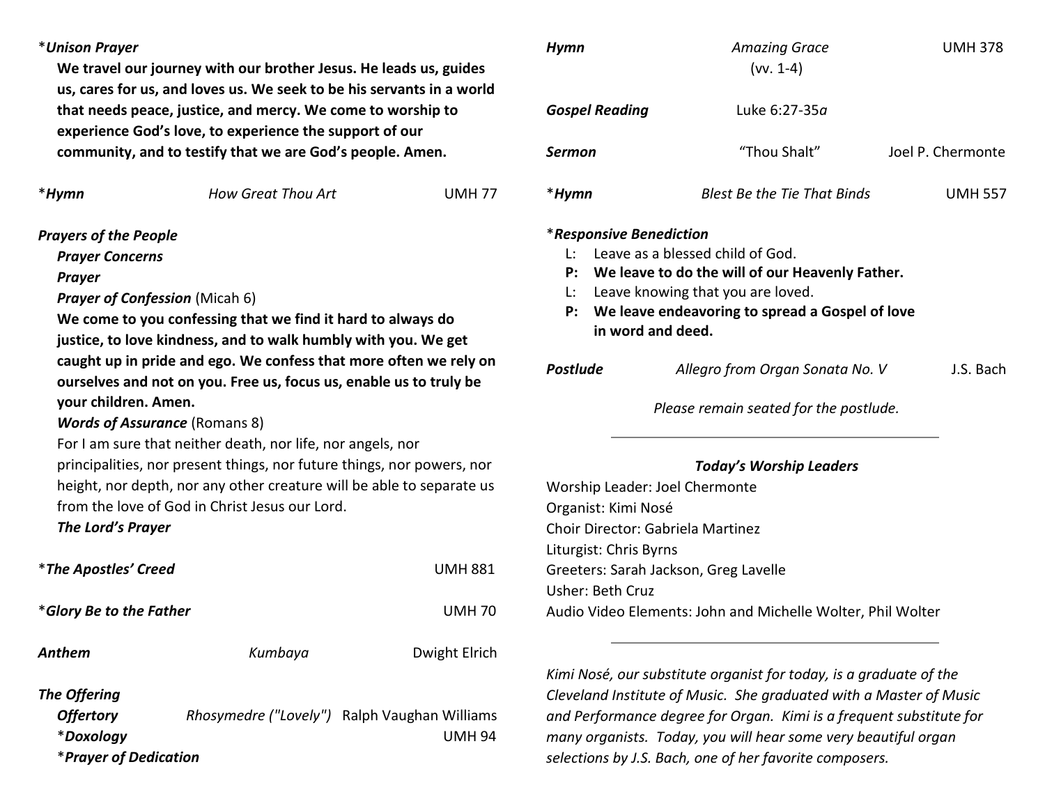\****Unison Prayer***

**We travel our journey with our brother Jesus. He leads us, guides us, cares for us, and loves us. We seek to be his servants in a world that needs peace, justice, and mercy. We come to worship to experience God's love, to experience the support of our community, and to testify that we are God's people. Amen.**

\****Hymn*** — *How Great Thou Art* — UMH 77

***Prayers of the People***

***Prayer Concerns***

***Prayer***

***Prayer of Confession*** (Micah 6)

**We come to you confessing that we find it hard to always do justice, to love kindness, and to walk humbly with you. We get caught up in pride and ego. We confess that more often we rely on ourselves and not on you. Free us, focus us, enable us to truly be your children. Amen.**

***Words of Assurance*** (Romans 8)

For I am sure that neither death, nor life, nor angels, nor principalities, nor present things, nor future things, nor powers, nor height, nor depth, nor any other creature will be able to separate us from the love of God in Christ Jesus our Lord.

***The Lord's Prayer***

\****The Apostles' Creed*** — UMH 881

\****Glory Be to the Father*** — UMH 70

***Anthem*** — *Kumbaya* — Dwight Elrich

***The Offering***

***Offertory*** — *Rhosymedre ("Lovely")* — Ralph Vaughan Williams

\****Doxology*** — UMH 94

\****Prayer of Dedication***

***Hymn*** — *Amazing Grace* (vv. 1-4) — UMH 378

***Gospel Reading*** — Luke 6:27-35*a*

***Sermon*** — "Thou Shalt" — Joel P. Chermonte

\****Hymn*** — *Blest Be the Tie That Binds* — UMH 557

\****Responsive Benediction***

L: Leave as a blessed child of God.

**P: We leave to do the will of our Heavenly Father.**

L: Leave knowing that you are loved.

**P: We leave endeavoring to spread a Gospel of love in word and deed.**

***Postlude*** — *Allegro from Organ Sonata No. V* — J.S. Bach

*Please remain seated for the postlude.*

---

***Today's Worship Leaders***

Worship Leader: Joel Chermonte

Organist: Kimi Nosé

Choir Director: Gabriela Martinez

Liturgist: Chris Byrns

Greeters: Sarah Jackson, Greg Lavelle

Usher: Beth Cruz

Audio Video Elements: John and Michelle Wolter, Phil Wolter

---

*Kimi Nosé, our substitute organist for today, is a graduate of the Cleveland Institute of Music. She graduated with a Master of Music and Performance degree for Organ. Kimi is a frequent substitute for many organists. Today, you will hear some very beautiful organ selections by J.S. Bach, one of her favorite composers.*